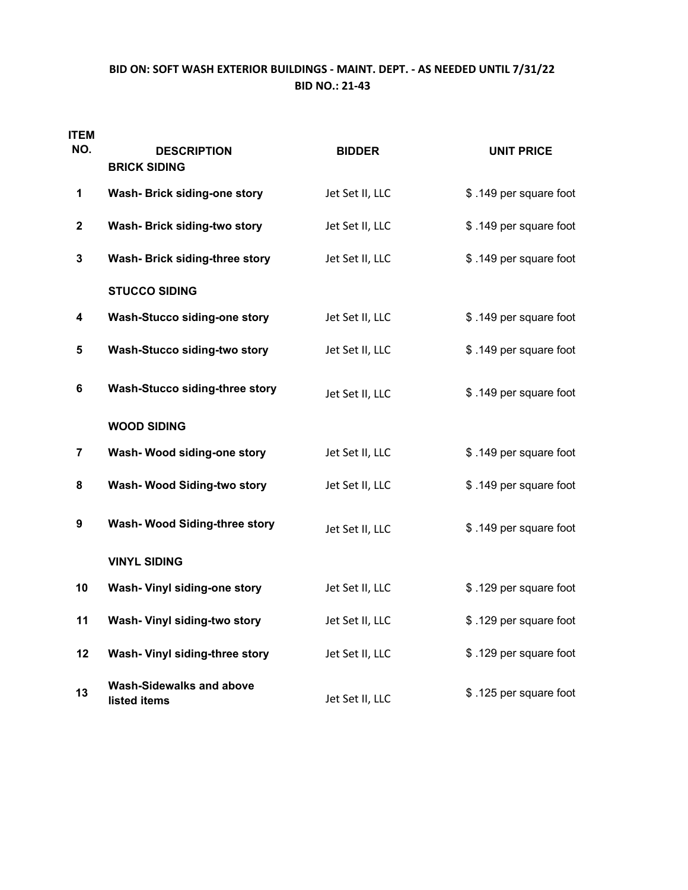**BID ON: SOFT WASH EXTERIOR BUILDINGS - MAINT. DEPT. - AS NEEDED UNTIL 7/31/22**
**BID NO.: 21-43**

| ITEM NO. | DESCRIPTION | BIDDER | UNIT PRICE |
|---|---|---|---|
| | **BRICK SIDING** | | |
| 1 | **Wash- Brick siding-one story** | Jet Set II, LLC | $ .149 per square foot |
| 2 | **Wash- Brick siding-two story** | Jet Set II, LLC | $ .149 per square foot |
| 3 | **Wash- Brick siding-three story** | Jet Set II, LLC | $ .149 per square foot |
| | **STUCCO SIDING** | | |
| 4 | **Wash-Stucco siding-one story** | Jet Set II, LLC | $ .149 per square foot |
| 5 | **Wash-Stucco siding-two story** | Jet Set II, LLC | $ .149 per square foot |
| 6 | **Wash-Stucco siding-three story** | Jet Set II, LLC | $ .149 per square foot |
| | **WOOD SIDING** | | |
| 7 | **Wash- Wood siding-one story** | Jet Set II, LLC | $ .149 per square foot |
| 8 | **Wash- Wood Siding-two story** | Jet Set II, LLC | $ .149 per square foot |
| 9 | **Wash- Wood Siding-three story** | Jet Set II, LLC | $ .149 per square foot |
| | **VINYL SIDING** | | |
| 10 | **Wash- Vinyl siding-one story** | Jet Set II, LLC | $ .129 per square foot |
| 11 | **Wash- Vinyl siding-two story** | Jet Set II, LLC | $ .129 per square foot |
| 12 | **Wash- Vinyl siding-three story** | Jet Set II, LLC | $ .129 per square foot |
| 13 | **Wash-Sidewalks and above listed items** | Jet Set II, LLC | $ .125 per square foot |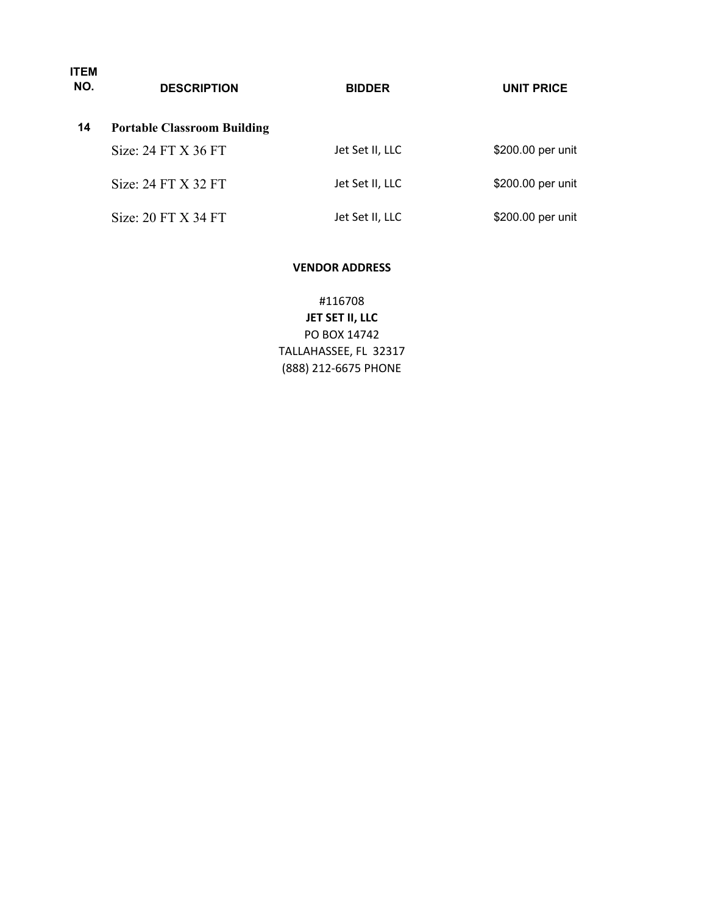| ITEM NO. | DESCRIPTION | BIDDER | UNIT PRICE |
|---|---|---|---|
| 14 | **Portable Classroom Building** | | |
| | Size: 24 FT X 36 FT | Jet Set II, LLC | $200.00 per unit |
| | Size: 24 FT X 32 FT | Jet Set II, LLC | $200.00 per unit |
| | Size: 20 FT X 34 FT | Jet Set II, LLC | $200.00 per unit |

**VENDOR ADDRESS**

#116708
**JET SET II, LLC**
PO BOX 14742
TALLAHASSEE, FL 32317
(888) 212-6675 PHONE